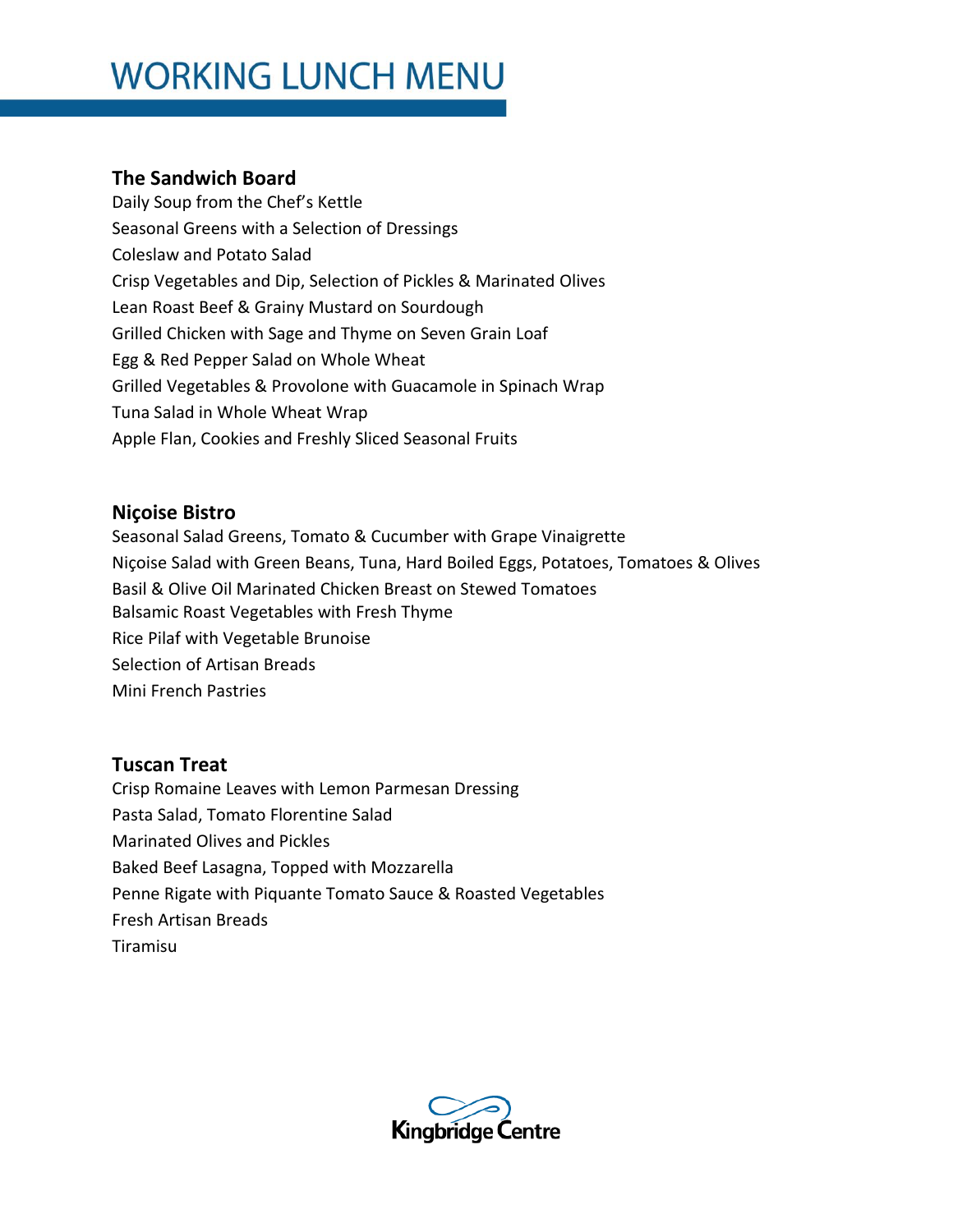# WORKING LUNCH MENU

### The Sandwich Board

Daily Soup from the Chef's Kettle
Seasonal Greens with a Selection of Dressings
Coleslaw and Potato Salad
Crisp Vegetables and Dip, Selection of Pickles & Marinated Olives
Lean Roast Beef & Grainy Mustard on Sourdough
Grilled Chicken with Sage and Thyme on Seven Grain Loaf
Egg & Red Pepper Salad on Whole Wheat
Grilled Vegetables & Provolone with Guacamole in Spinach Wrap
Tuna Salad in Whole Wheat Wrap
Apple Flan, Cookies and Freshly Sliced Seasonal Fruits

### Niçoise Bistro

Seasonal Salad Greens, Tomato & Cucumber with Grape Vinaigrette
Niçoise Salad with Green Beans, Tuna, Hard Boiled Eggs, Potatoes, Tomatoes & Olives
Basil & Olive Oil Marinated Chicken Breast on Stewed Tomatoes
Balsamic Roast Vegetables with Fresh Thyme
Rice Pilaf with Vegetable Brunoise
Selection of Artisan Breads
Mini French Pastries

### Tuscan Treat

Crisp Romaine Leaves with Lemon Parmesan Dressing
Pasta Salad, Tomato Florentine Salad
Marinated Olives and Pickles
Baked Beef Lasagna, Topped with Mozzarella
Penne Rigate with Piquante Tomato Sauce & Roasted Vegetables
Fresh Artisan Breads
Tiramisu

Kingbridge Centre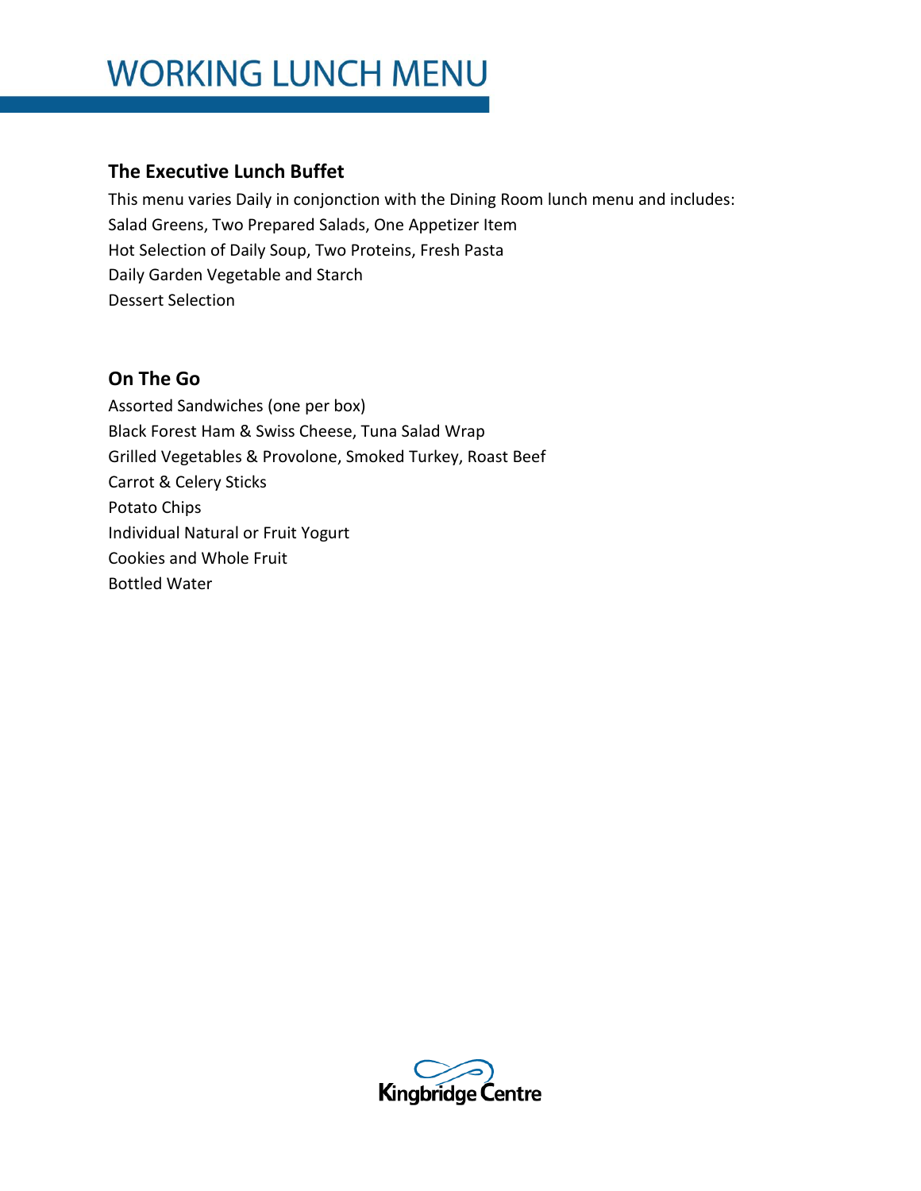# WORKING LUNCH MENU

### The Executive Lunch Buffet

This menu varies Daily in conjonction with the Dining Room lunch menu and includes:
Salad Greens, Two Prepared Salads, One Appetizer Item
Hot Selection of Daily Soup, Two Proteins, Fresh Pasta
Daily Garden Vegetable and Starch
Dessert Selection

### On The Go

Assorted Sandwiches (one per box)
Black Forest Ham & Swiss Cheese, Tuna Salad Wrap
Grilled Vegetables & Provolone, Smoked Turkey, Roast Beef
Carrot & Celery Sticks
Potato Chips
Individual Natural or Fruit Yogurt
Cookies and Whole Fruit
Bottled Water

Kingbridge Centre